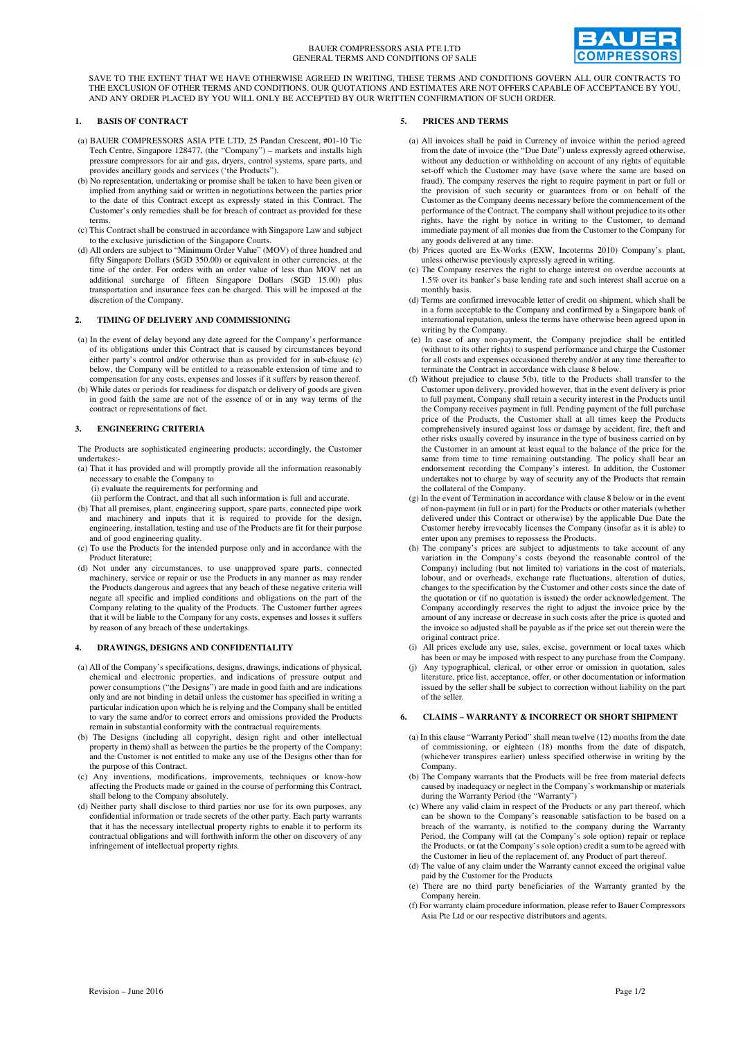# BAUER COMPRESSORS ASIA PTE LTD
## GENERAL TERMS AND CONDITIONS OF SALE

SAVE TO THE EXTENT THAT WE HAVE OTHERWISE AGREED IN WRITING, THESE TERMS AND CONDITIONS GOVERN ALL OUR CONTRACTS TO THE EXCLUSION OF OTHER TERMS AND CONDITIONS. OUR QUOTATIONS AND ESTIMATES ARE NOT OFFERS CAPABLE OF ACCEPTANCE BY YOU, AND ANY ORDER PLACED BY YOU WILL ONLY BE ACCEPTED BY OUR WRITTEN CONFIRMATION OF SUCH ORDER.

### 1. BASIS OF CONTRACT

(a) BAUER COMPRESSORS ASIA PTE LTD, 25 Pandan Crescent, #01-10 Tic Tech Centre, Singapore 128477, (the "Company") – markets and installs high pressure compressors for air and gas, dryers, control systems, spare parts, and provides ancillary goods and services ('the Products").

(b) No representation, undertaking or promise shall be taken to have been given or implied from anything said or written in negotiations between the parties prior to the date of this Contract except as expressly stated in this Contract. The Customer's only remedies shall be for breach of contract as provided for these terms.

(c) This Contract shall be construed in accordance with Singapore Law and subject to the exclusive jurisdiction of the Singapore Courts.

(d) All orders are subject to "Minimum Order Value" (MOV) of three hundred and fifty Singapore Dollars (SGD 350.00) or equivalent in other currencies, at the time of the order. For orders with an order value of less than MOV net an additional surcharge of fifteen Singapore Dollars (SGD 15.00) plus transportation and insurance fees can be charged. This will be imposed at the discretion of the Company.

### 2. TIMING OF DELIVERY AND COMMISSIONING

(a) In the event of delay beyond any date agreed for the Company's performance of its obligations under this Contract that is caused by circumstances beyond either party's control and/or otherwise than as provided for in sub-clause (c) below, the Company will be entitled to a reasonable extension of time and to compensation for any costs, expenses and losses if it suffers by reason thereof.

(b) While dates or periods for readiness for dispatch or delivery of goods are given in good faith the same are not of the essence of or in any way terms of the contract or representations of fact.

### 3. ENGINEERING CRITERIA

The Products are sophisticated engineering products; accordingly, the Customer undertakes:-

(a) That it has provided and will promptly provide all the information reasonably necessary to enable the Company to
  (i) evaluate the requirements for performing and
  (ii) perform the Contract, and that all such information is full and accurate.

(b) That all premises, plant, engineering support, spare parts, connected pipe work and machinery and inputs that it is required to provide for the design, engineering, installation, testing and use of the Products are fit for their purpose and of good engineering quality.

(c) To use the Products for the intended purpose only and in accordance with the Product literature;

(d) Not under any circumstances, to use unapproved spare parts, connected machinery, service or repair or use the Products in any manner as may render the Products dangerous and agrees that any beach of these negative criteria will negate all specific and implied conditions and obligations on the part of the Company relating to the quality of the Products. The Customer further agrees that it will be liable to the Company for any costs, expenses and losses it suffers by reason of any breach of these undertakings.

### 4. DRAWINGS, DESIGNS AND CONFIDENTIALITY

(a) All of the Company's specifications, designs, drawings, indications of physical, chemical and electronic properties, and indications of pressure output and power consumptions ("the Designs") are made in good faith and are indications only and are not binding in detail unless the customer has specified in writing a particular indication upon which he is relying and the Company shall be entitled to vary the same and/or to correct errors and omissions provided the Products remain in substantial conformity with the contractual requirements.

(b) The Designs (including all copyright, design right and other intellectual property in them) shall as between the parties be the property of the Company; and the Customer is not entitled to make any use of the Designs other than for the purpose of this Contract.

(c) Any inventions, modifications, improvements, techniques or know-how affecting the Products made or gained in the course of performing this Contract, shall belong to the Company absolutely.

(d) Neither party shall disclose to third parties nor use for its own purposes, any confidential information or trade secrets of the other party. Each party warrants that it has the necessary intellectual property rights to enable it to perform its contractual obligations and will forthwith inform the other on discovery of any infringement of intellectual property rights.

### 5. PRICES AND TERMS

(a) All invoices shall be paid in Currency of invoice within the period agreed from the date of invoice (the "Due Date") unless expressly agreed otherwise, without any deduction or withholding on account of any rights of equitable set-off which the Customer may have (save where the same are based on fraud). The company reserves the right to require payment in part or full or the provision of such security or guarantees from or on behalf of the Customer as the Company deems necessary before the commencement of the performance of the Contract. The company shall without prejudice to its other rights, have the right by notice in writing to the Customer, to demand immediate payment of all monies due from the Customer to the Company for any goods delivered at any time.

(b) Prices quoted are Ex-Works (EXW, Incoterms 2010) Company's plant, unless otherwise previously expressly agreed in writing.

(c) The Company reserves the right to charge interest on overdue accounts at 1.5% over its banker's base lending rate and such interest shall accrue on a monthly basis.

(d) Terms are confirmed irrevocable letter of credit on shipment, which shall be in a form acceptable to the Company and confirmed by a Singapore bank of international reputation, unless the terms have otherwise been agreed upon in writing by the Company.

(e) In case of any non-payment, the Company prejudice shall be entitled (without to its other rights) to suspend performance and charge the Customer for all costs and expenses occasioned thereby and/or at any time thereafter to terminate the Contract in accordance with clause 8 below.

(f) Without prejudice to clause 5(b), title to the Products shall transfer to the Customer upon delivery, provided however, that in the event delivery is prior to full payment, Company shall retain a security interest in the Products until the Company receives payment in full. Pending payment of the full purchase price of the Products, the Customer shall at all times keep the Products comprehensively insured against loss or damage by accident, fire, theft and other risks usually covered by insurance in the type of business carried on by the Customer in an amount at least equal to the balance of the price for the same from time to time remaining outstanding. The policy shall bear an endorsement recording the Company's interest. In addition, the Customer undertakes not to charge by way of security any of the Products that remain the collateral of the Company.

(g) In the event of Termination in accordance with clause 8 below or in the event of non-payment (in full or in part) for the Products or other materials (whether delivered under this Contract or otherwise) by the applicable Due Date the Customer hereby irrevocably licenses the Company (insofar as it is able) to enter upon any premises to repossess the Products.

(h) The company's prices are subject to adjustments to take account of any variation in the Company's costs (beyond the reasonable control of the Company) including (but not limited to) variations in the cost of materials, labour, and or overheads, exchange rate fluctuations, alteration of duties, changes to the specification by the Customer and other costs since the date of the quotation or (if no quotation is issued) the order acknowledgement. The Company accordingly reserves the right to adjust the invoice price by the amount of any increase or decrease in such costs after the price is quoted and the invoice so adjusted shall be payable as if the price set out therein were the original contract price.

(i) All prices exclude any use, sales, excise, government or local taxes which has been or may be imposed with respect to any purchase from the Company.

(j) Any typographical, clerical, or other error or omission in quotation, sales literature, price list, acceptance, offer, or other documentation or information issued by the seller shall be subject to correction without liability on the part of the seller.

### 6. CLAIMS – WARRANTY & INCORRECT OR SHORT SHIPMENT

(a) In this clause "Warranty Period" shall mean twelve (12) months from the date of commissioning, or eighteen (18) months from the date of dispatch, (whichever transpires earlier) unless specified otherwise in writing by the Company.

(b) The Company warrants that the Products will be free from material defects caused by inadequacy or neglect in the Company's workmanship or materials during the Warranty Period (the "Warranty")

(c) Where any valid claim in respect of the Products or any part thereof, which can be shown to the Company's reasonable satisfaction to be based on a breach of the warranty, is notified to the company during the Warranty Period, the Company will (at the Company's sole option) repair or replace the Products, or (at the Company's sole option) credit a sum to be agreed with the Customer in lieu of the replacement of, any Product of part thereof.

(d) The value of any claim under the Warranty cannot exceed the original value paid by the Customer for the Products

(e) There are no third party beneficiaries of the Warranty granted by the Company herein.

(f) For warranty claim procedure information, please refer to Bauer Compressors Asia Pte Ltd or our respective distributors and agents.

Revision – June 2016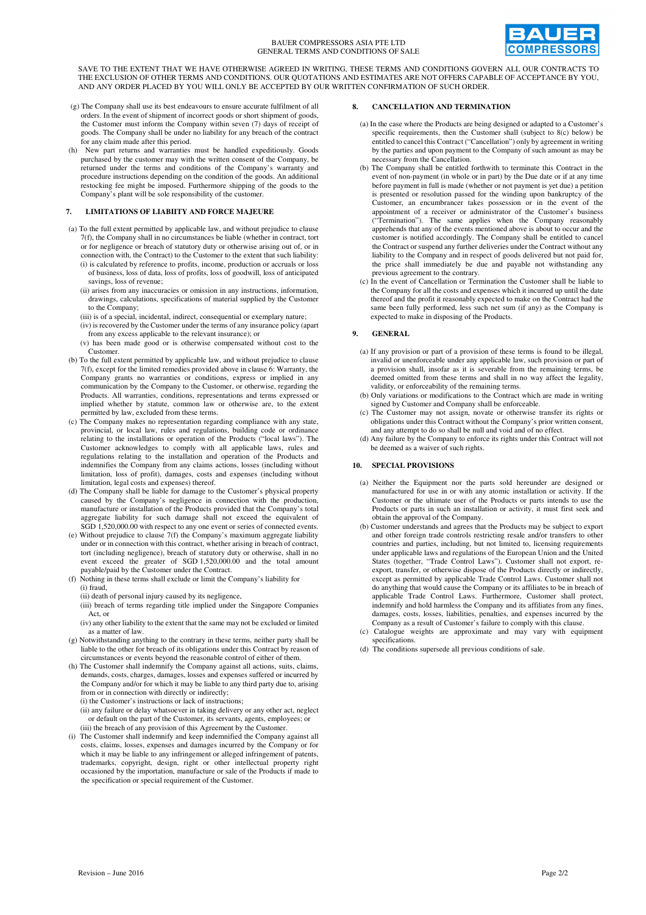SAVE TO THE EXTENT THAT WE HAVE OTHERWISE AGREED IN WRITING, THESE TERMS AND CONDITIONS GOVERN ALL OUR CONTRACTS TO THE EXCLUSION OF OTHER TERMS AND CONDITIONS. OUR QUOTATIONS AND ESTIMATES ARE NOT OFFERS CAPABLE OF ACCEPTANCE BY YOU, AND ANY ORDER PLACED BY YOU WILL ONLY BE ACCEPTED BY OUR WRITTEN CONFIRMATION OF SUCH ORDER.

(g) The Company shall use its best endeavours to ensure accurate fulfilment of all orders. In the event of shipment of incorrect goods or short shipment of goods, the Customer must inform the Company within seven (7) days of receipt of goods. The Company shall be under no liability for any breach of the contract for any claim made after this period.

(h) New part returns and warranties must be handled expeditiously. Goods purchased by the customer may with the written consent of the Company, be returned under the terms and conditions of the Company's warranty and procedure instructions depending on the condition of the goods. An additional restocking fee might be imposed. Furthermore shipping of the goods to the Company's plant will be sole responsibility of the customer.

## 7. LIMITATIONS OF LIABIITY AND FORCE MAJEURE

(a) To the full extent permitted by applicable law, and without prejudice to clause 7(f), the Company shall in no circumstances be liable (whether in contract, tort or for negligence or breach of statutory duty or otherwise arising out of, or in connection with, the Contract) to the Customer to the extent that such liability:
- (i) is calculated by reference to profits, income, production or accruals or loss of business, loss of data, loss of profits, loss of goodwill, loss of anticipated savings, loss of revenue;
- (ii) arises from any inaccuracies or omission in any instructions, information, drawings, calculations, specifications of material supplied by the Customer to the Company;
- (iii) is of a special, incidental, indirect, consequential or exemplary nature;
- (iv) is recovered by the Customer under the terms of any insurance policy (apart from any excess applicable to the relevant insurance); or
- (v) has been made good or is otherwise compensated without cost to the Customer.

(b) To the full extent permitted by applicable law, and without prejudice to clause 7(f), except for the limited remedies provided above in clause 6: Warranty, the Company grants no warranties or conditions, express or implied in any communication by the Company to the Customer, or otherwise, regarding the Products. All warranties, conditions, representations and terms expressed or implied whether by statute, common law or otherwise are, to the extent permitted by law, excluded from these terms.

(c) The Company makes no representation regarding compliance with any state, provincial, or local law, rules and regulations, building code or ordinance relating to the installations or operation of the Products ("local laws"). The Customer acknowledges to comply with all applicable laws, rules and regulations relating to the installation and operation of the Products and indemnifies the Company from any claims actions, losses (including without limitation, loss of profit), damages, costs and expenses (including without limitation, legal costs and expenses) thereof.

(d) The Company shall be liable for damage to the Customer's physical property caused by the Company's negligence in connection with the production, manufacture or installation of the Products provided that the Company's total aggregate liability for such damage shall not exceed the equivalent of SGD 1,520,000.00 with respect to any one event or series of connected events.

(e) Without prejudice to clause 7(f) the Company's maximum aggregate liability under or in connection with this contract, whether arising in breach of contract, tort (including negligence), breach of statutory duty or otherwise, shall in no event exceed the greater of SGD 1,520,000.00 and the total amount payable/paid by the Customer under the Contract.

(f) Nothing in these terms shall exclude or limit the Company's liability for
- (i) fraud,
- (ii) death of personal injury caused by its negligence,
- (iii) breach of terms regarding title implied under the Singapore Companies Act, or
- (iv) any other liability to the extent that the same may not be excluded or limited as a matter of law.

(g) Notwithstanding anything to the contrary in these terms, neither party shall be liable to the other for breach of its obligations under this Contract by reason of circumstances or events beyond the reasonable control of either of them.

(h) The Customer shall indemnify the Company against all actions, suits, claims, demands, costs, charges, damages, losses and expenses suffered or incurred by the Company and/or for which it may be liable to any third party due to, arising from or in connection with directly or indirectly;
- (i) the Customer's instructions or lack of instructions;
- (ii) any failure or delay whatsoever in taking delivery or any other act, neglect or default on the part of the Customer, its servants, agents, employees; or
- (iii) the breach of any provision of this Agreement by the Customer.

(i) The Customer shall indemnify and keep indemnified the Company against all costs, claims, losses, expenses and damages incurred by the Company or for which it may be liable to any infringement or alleged infringement of patents, trademarks, copyright, design, right or other intellectual property right occasioned by the importation, manufacture or sale of the Products if made to the specification or special requirement of the Customer.

## 8. CANCELLATION AND TERMINATION

(a) In the case where the Products are being designed or adapted to a Customer's specific requirements, then the Customer shall (subject to 8(c) below) be entitled to cancel this Contract ("Cancellation") only by agreement in writing by the parties and upon payment to the Company of such amount as may be necessary from the Cancellation.

(b) The Company shall be entitled forthwith to terminate this Contract in the event of non-payment (in whole or in part) by the Due date or if at any time before payment in full is made (whether or not payment is yet due) a petition is presented or resolution passed for the winding upon bankruptcy of the Customer, an encumbrancer takes possession or in the event of the appointment of a receiver or administrator of the Customer's business ("Termination"). The same applies when the Company reasonably apprehends that any of the events mentioned above is about to occur and the customer is notified accordingly. The Company shall be entitled to cancel the Contract or suspend any further deliveries under the Contract without any liability to the Company and in respect of goods delivered but not paid for, the price shall immediately be due and payable not withstanding any previous agreement to the contrary.

(c) In the event of Cancellation or Termination the Customer shall be liable to the Company for all the costs and expenses which it incurred up until the date thereof and the profit it reasonably expected to make on the Contract had the same been fully performed, less such net sum (if any) as the Company is expected to make in disposing of the Products.

## 9. GENERAL

(a) If any provision or part of a provision of these terms is found to be illegal, invalid or unenforceable under any applicable law, such provision or part of a provision shall, insofar as it is severable from the remaining terms, be deemed omitted from these terms and shall in no way affect the legality, validity, or enforceability of the remaining terms.

(b) Only variations or modifications to the Contract which are made in writing signed by Customer and Company shall be enforceable.

(c) The Customer may not assign, novate or otherwise transfer its rights or obligations under this Contract without the Company's prior written consent, and any attempt to do so shall be null and void and of no effect.

(d) Any failure by the Company to enforce its rights under this Contract will not be deemed as a waiver of such rights.

## 10. SPECIAL PROVISIONS

(a) Neither the Equipment nor the parts sold hereunder are designed or manufactured for use in or with any atomic installation or activity. If the Customer or the ultimate user of the Products or parts intends to use the Products or parts in such an installation or activity, it must first seek and obtain the approval of the Company.

(b) Customer understands and agrees that the Products may be subject to export and other foreign trade controls restricting resale and/or transfers to other countries and parties, including, but not limited to, licensing requirements under applicable laws and regulations of the European Union and the United States (together, "Trade Control Laws"). Customer shall not export, re-export, transfer, or otherwise dispose of the Products directly or indirectly, except as permitted by applicable Trade Control Laws. Customer shall not do anything that would cause the Company or its affiliates to be in breach of applicable Trade Control Laws. Furthermore, Customer shall protect, indemnify and hold harmless the Company and its affiliates from any fines, damages, costs, losses, liabilities, penalties, and expenses incurred by the Company as a result of Customer's failure to comply with this clause.

(c) Catalogue weights are approximate and may vary with equipment specifications.

(d) The conditions supersede all previous conditions of sale.

Revision – June 2016